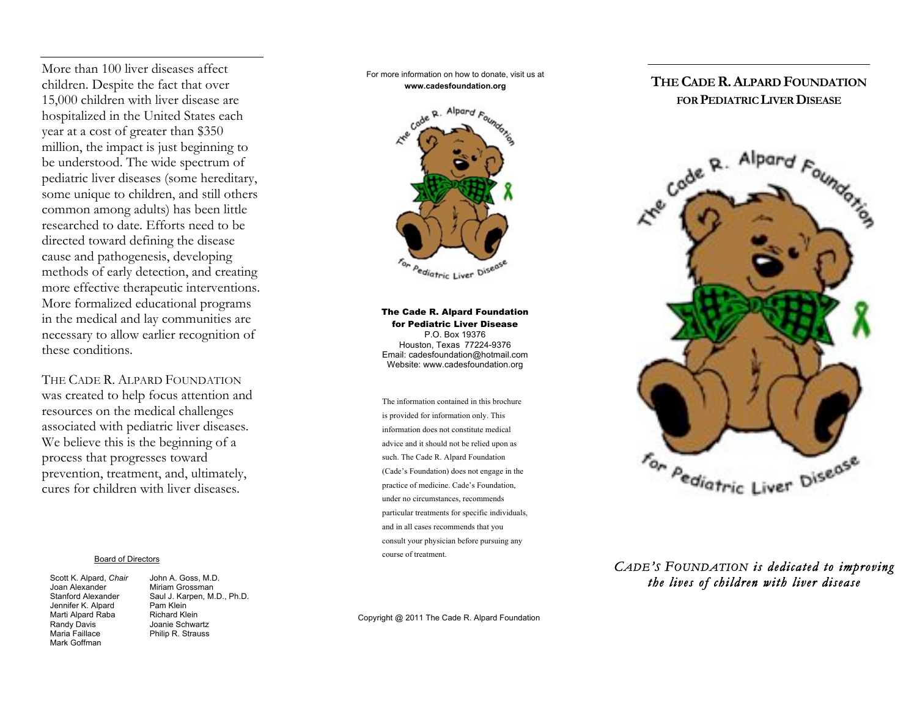More than 100 liver diseases affect children. Despite the fact that over 15,000 children with liver disease are hospitalized in the United States each year at a cost of greater than $350 million, the impact is just beginning to be understood. The wide spectrum of pediatric liver diseases (some hereditary, some unique to children, and still others common among adults) has been little researched to date. Efforts need to be directed toward defining the disease cause and pathogenesis, developing methods of early detection, and creating more effective therapeutic interventions. More formalized educational programs in the medical and lay communities are necessary to allow earlier recognition of these conditions.

THE CADE R. ALPARD FOUNDATION was created to help focus attention and resources on the medical challenges associated with pediatric liver diseases. We believe this is the beginning of a process that progresses toward prevention, treatment, and, ultimately, cures for children with liver diseases.

Board of Directors

Scott K. Alpard, *Chair*
Joan Alexander
Stanford Alexander
Jennifer K. Alpard
Marti Alpard Raba
Randy Davis
Maria Faillace
Mark Goffman
John A. Goss, M.D.
Miriam Grossman
Saul J. Karpen, M.D., Ph.D.
Pam Klein
Richard Klein
Joanie Schwartz
Philip R. Strauss

For more information on how to donate, visit us at **www.cadesfoundation.org**

The Cade R. Alpard Foundation for Pediatric Liver Disease

**The Cade R. Alpard Foundation for Pediatric Liver Disease**
P.O. Box 19376
Houston, Texas 77224-9376
Email: cadesfoundation@hotmail.com
Website: www.cadesfoundation.org

The information contained in this brochure is provided for information only. This information does not constitute medical advice and it should not be relied upon as such. The Cade R. Alpard Foundation (Cade's Foundation) does not engage in the practice of medicine. Cade's Foundation, under no circumstances, recommends particular treatments for specific individuals, and in all cases recommends that you consult your physician before pursuing any course of treatment.

Copyright @ 2011 The Cade R. Alpard Foundation

# THE CADE R. ALPARD FOUNDATION FOR PEDIATRIC LIVER DISEASE

The Cade R. Alpard Foundation for Pediatric Liver Disease

*CADE'S FOUNDATION is dedicated to improving the lives of children with liver disease*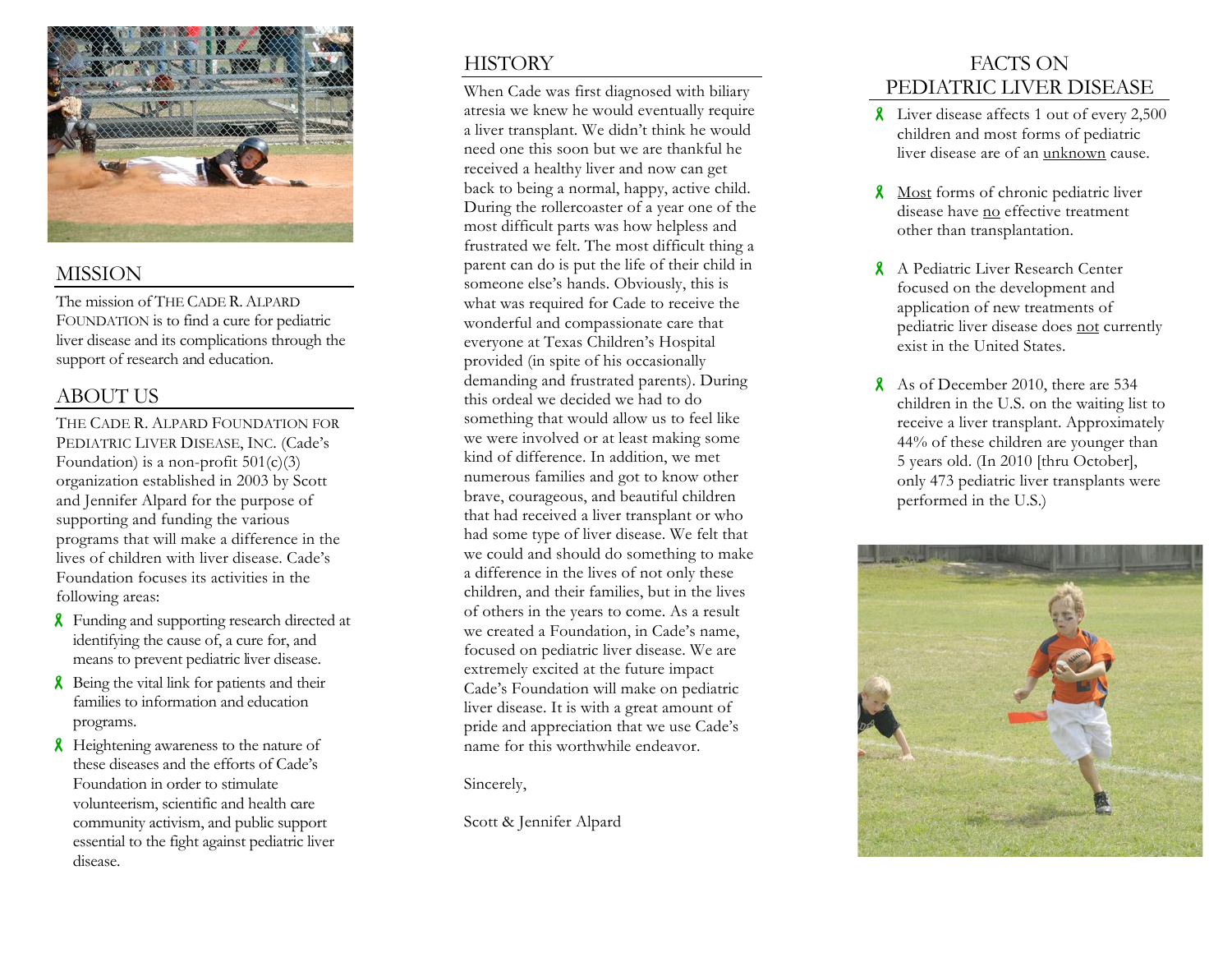## MISSION

The mission of THE CADE R. ALPARD FOUNDATION is to find a cure for pediatric liver disease and its complications through the support of research and education.

## ABOUT US

THE CADE R. ALPARD FOUNDATION FOR PEDIATRIC LIVER DISEASE, INC. (Cade's Foundation) is a non-profit 501(c)(3) organization established in 2003 by Scott and Jennifer Alpard for the purpose of supporting and funding the various programs that will make a difference in the lives of children with liver disease. Cade's Foundation focuses its activities in the following areas:

- Funding and supporting research directed at identifying the cause of, a cure for, and means to prevent pediatric liver disease.
- Being the vital link for patients and their families to information and education programs.
- Heightening awareness to the nature of these diseases and the efforts of Cade's Foundation in order to stimulate volunteerism, scientific and health care community activism, and public support essential to the fight against pediatric liver disease.

## HISTORY

When Cade was first diagnosed with biliary atresia we knew he would eventually require a liver transplant. We didn't think he would need one this soon but we are thankful he received a healthy liver and now can get back to being a normal, happy, active child. During the rollercoaster of a year one of the most difficult parts was how helpless and frustrated we felt. The most difficult thing a parent can do is put the life of their child in someone else's hands. Obviously, this is what was required for Cade to receive the wonderful and compassionate care that everyone at Texas Children's Hospital provided (in spite of his occasionally demanding and frustrated parents). During this ordeal we decided we had to do something that would allow us to feel like we were involved or at least making some kind of difference. In addition, we met numerous families and got to know other brave, courageous, and beautiful children that had received a liver transplant or who had some type of liver disease. We felt that we could and should do something to make a difference in the lives of not only these children, and their families, but in the lives of others in the years to come. As a result we created a Foundation, in Cade's name, focused on pediatric liver disease. We are extremely excited at the future impact Cade's Foundation will make on pediatric liver disease. It is with a great amount of pride and appreciation that we use Cade's name for this worthwhile endeavor.

Sincerely,

Scott & Jennifer Alpard

## FACTS ON PEDIATRIC LIVER DISEASE

- Liver disease affects 1 out of every 2,500 children and most forms of pediatric liver disease are of an <u>unknown</u> cause.
- <u>Most</u> forms of chronic pediatric liver disease have <u>no</u> effective treatment other than transplantation.
- A Pediatric Liver Research Center focused on the development and application of new treatments of pediatric liver disease does <u>not</u> currently exist in the United States.
- As of December 2010, there are 534 children in the U.S. on the waiting list to receive a liver transplant. Approximately 44% of these children are younger than 5 years old. (In 2010 [thru October], only 473 pediatric liver transplants were performed in the U.S.)